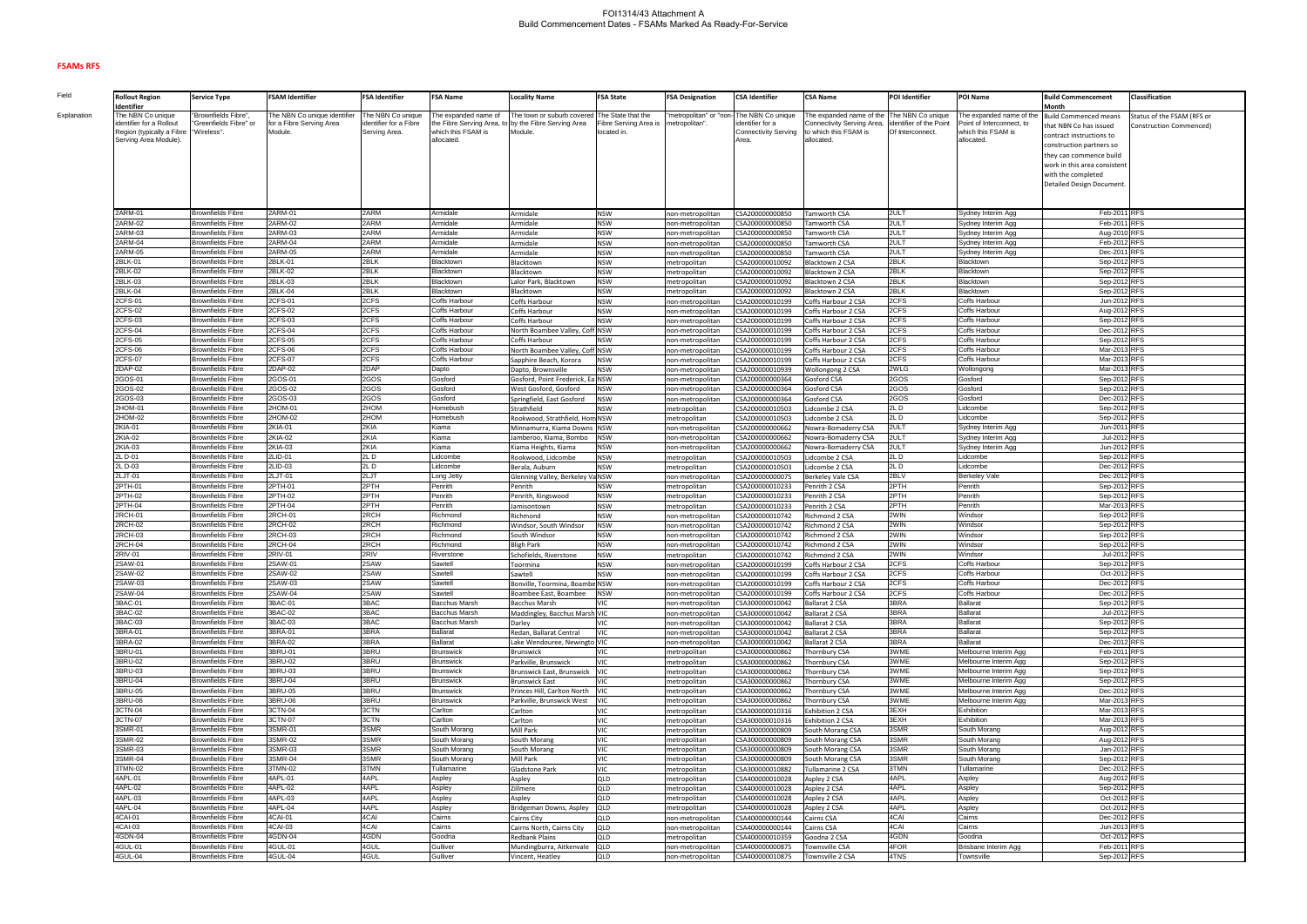# FOI1314/43 Attachment A
## Build Commencement Dates - FSAMs Marked As Ready-For-Service

### FSAMs RFS

| Field | Rollout Region Identifier | Service Type | FSAM Identifier | FSA Identifier | FSA Name | Locality Name | FSA State | FSA Designation | CSA Identifier | CSA Name | POI Identifier | POI Name | Build Commencement Month | Classification |
|---|---|---|---|---|---|---|---|---|---|---|---|---|---|---|
| Explanation | The NBN Co unique identifier for a Rollout Region (typically a Fibre Serving Area Module). | "Brownfields Fibre", "Greenfields Fibre" or "Wireless". | The NBN Co unique identifier for a Fibre Serving Area Module. | The NBN Co unique identifier for a Fibre Serving Area. | The expanded name of the Fibre Serving Area, to which this FSAM is allocated. | The town or suburb covered by the Fibre Serving Area Module. | The State that the Fibre Serving Area is located in. | "metropolitan" or "non-metropolitan". | The NBN Co unique identifier for a Connectivity Serving Area. | The expanded name of the Connectivity Serving Area, to which this FSAM is allocated. | The NBN Co unique identifier of the Point Of Interconnect. | The expanded name of the Point of Interconnect, to which this FSAM is allocated. | Build Commenced means that NBN Co has issued contract instructions to construction partners so they can commence build work in this area consistent with the completed Detailed Design Document. | Status of the FSAM (RFS or Construction Commenced) |
| | 2ARM-01 | Brownfields Fibre | 2ARM-01 | 2ARM | Armidale | Armidale | NSW | non-metropolitan | CSA200000000850 | Tamworth CSA | 2ULT | Sydney Interim Agg | Feb-2011 | RFS |
| | 2ARM-02 | Brownfields Fibre | 2ARM-02 | 2ARM | Armidale | Armidale | NSW | non-metropolitan | CSA200000000850 | Tamworth CSA | 2ULT | Sydney Interim Agg | Feb-2011 | RFS |
| | 2ARM-03 | Brownfields Fibre | 2ARM-03 | 2ARM | Armidale | Armidale | NSW | non-metropolitan | CSA200000000850 | Tamworth CSA | 2ULT | Sydney Interim Agg | Aug-2010 | RFS |
| | 2ARM-04 | Brownfields Fibre | 2ARM-04 | 2ARM | Armidale | Armidale | NSW | non-metropolitan | CSA200000000850 | Tamworth CSA | 2ULT | Sydney Interim Agg | Feb-2012 | RFS |
| | 2ARM-05 | Brownfields Fibre | 2ARM-05 | 2ARM | Armidale | Armidale | NSW | non-metropolitan | CSA200000000850 | Tamworth CSA | 2ULT | Sydney Interim Agg | Dec-2011 | RFS |
| | 2BLK-01 | Brownfields Fibre | 2BLK-01 | 2BLK | Blacktown | Blacktown | NSW | metropolitan | CSA200000010092 | Blacktown 2 CSA | 2BLK | Blacktown | Sep-2012 | RFS |
| | 2BLK-02 | Brownfields Fibre | 2BLK-02 | 2BLK | Blacktown | Blacktown | NSW | metropolitan | CSA200000010092 | Blacktown 2 CSA | 2BLK | Blacktown | Sep-2012 | RFS |
| | 2BLK-03 | Brownfields Fibre | 2BLK-03 | 2BLK | Blacktown | Lalor Park, Blacktown | NSW | metropolitan | CSA200000010092 | Blacktown 2 CSA | 2BLK | Blacktown | Sep-2012 | RFS |
| | 2BLK-04 | Brownfields Fibre | 2BLK-04 | 2BLK | Blacktown | Blacktown | NSW | metropolitan | CSA200000010092 | Blacktown 2 CSA | 2BLK | Blacktown | Sep-2012 | RFS |
| | 2CFS-01 | Brownfields Fibre | 2CFS-01 | 2CFS | Coffs Harbour | Coffs Harbour | NSW | non-metropolitan | CSA200000010199 | Coffs Harbour 2 CSA | 2CFS | Coffs Harbour | Jun-2012 | RFS |
| | 2CFS-02 | Brownfields Fibre | 2CFS-02 | 2CFS | Coffs Harbour | Coffs Harbour | NSW | non-metropolitan | CSA200000010199 | Coffs Harbour 2 CSA | 2CFS | Coffs Harbour | Aug-2012 | RFS |
| | 2CFS-03 | Brownfields Fibre | 2CFS-03 | 2CFS | Coffs Harbour | Coffs Harbour | NSW | non-metropolitan | CSA200000010199 | Coffs Harbour 2 CSA | 2CFS | Coffs Harbour | Sep-2012 | RFS |
| | 2CFS-04 | Brownfields Fibre | 2CFS-04 | 2CFS | Coffs Harbour | North Boambee Valley, Coff | NSW | non-metropolitan | CSA200000010199 | Coffs Harbour 2 CSA | 2CFS | Coffs Harbour | Dec-2012 | RFS |
| | 2CFS-05 | Brownfields Fibre | 2CFS-05 | 2CFS | Coffs Harbour | Coffs Harbour | NSW | non-metropolitan | CSA200000010199 | Coffs Harbour 2 CSA | 2CFS | Coffs Harbour | Sep-2012 | RFS |
| | 2CFS-06 | Brownfields Fibre | 2CFS-06 | 2CFS | Coffs Harbour | North Boambee Valley, Coff | NSW | non-metropolitan | CSA200000010199 | Coffs Harbour 2 CSA | 2CFS | Coffs Harbour | Mar-2013 | RFS |
| | 2CFS-07 | Brownfields Fibre | 2CFS-07 | 2CFS | Coffs Harbour | Sapphire Beach, Korora | NSW | non-metropolitan | CSA200000010199 | Coffs Harbour 2 CSA | 2CFS | Coffs Harbour | Mar-2013 | RFS |
| | 2DAP-02 | Brownfields Fibre | 2DAP-02 | 2DAP | Dapto | Dapto, Brownsville | NSW | non-metropolitan | CSA200000010939 | Wollongong 2 CSA | 2WLG | Wollongong | Mar-2013 | RFS |
| | 2GOS-01 | Brownfields Fibre | 2GOS-01 | 2GOS | Gosford | Gosford, Point Frederick, Ea | NSW | non-metropolitan | CSA200000000364 | Gosford CSA | 2GOS | Gosford | Sep-2012 | RFS |
| | 2GOS-02 | Brownfields Fibre | 2GOS-02 | 2GOS | Gosford | West Gosford, Gosford | NSW | non-metropolitan | CSA200000000364 | Gosford CSA | 2GOS | Gosford | Sep-2012 | RFS |
| | 2GOS-03 | Brownfields Fibre | 2GOS-03 | 2GOS | Gosford | Springfield, East Gosford | NSW | non-metropolitan | CSA200000000364 | Gosford CSA | 2GOS | Gosford | Dec-2012 | RFS |
| | 2HOM-01 | Brownfields Fibre | 2HOM-01 | 2HOM | Homebush | Strathfield | NSW | metropolitan | CSA200000010503 | Lidcombe 2 CSA | 2L D | Lidcombe | Sep-2012 | RFS |
| | 2HOM-02 | Brownfields Fibre | 2HOM-02 | 2HOM | Homebush | Rookwood, Strathfield, Hom | NSW | metropolitan | CSA200000010503 | Lidcombe 2 CSA | 2L D | Lidcombe | Sep-2012 | RFS |
| | 2KIA-01 | Brownfields Fibre | 2KIA-01 | 2KIA | Kiama | Minnamurra, Kiama Downs | NSW | non-metropolitan | CSA200000000662 | Nowra-Bomaderry CSA | 2ULT | Sydney Interim Agg | Jun-2011 | RFS |
| | 2KIA-02 | Brownfields Fibre | 2KIA-02 | 2KIA | Kiama | Jamberoo, Kiama, Bombo | NSW | non-metropolitan | CSA200000000662 | Nowra-Bomaderry CSA | 2ULT | Sydney Interim Agg | Jul-2012 | RFS |
| | 2KIA-03 | Brownfields Fibre | 2KIA-03 | 2KIA | Kiama | Kiama Heights, Kiama | NSW | non-metropolitan | CSA200000000662 | Nowra-Bomaderry CSA | 2ULT | Sydney Interim Agg | Jun-2012 | RFS |
| | 2L D-01 | Brownfields Fibre | 2LID-01 | 2L D | Lidcombe | Rookwood, Lidcombe | NSW | metropolitan | CSA200000010503 | Lidcombe 2 CSA | 2L D | Lidcombe | Sep-2012 | RFS |
| | 2L D-03 | Brownfields Fibre | 2LID-03 | 2L D | Lidcombe | Berala, Auburn | NSW | metropolitan | CSA200000010503 | Lidcombe 2 CSA | 2L D | Lidcombe | Dec-2012 | RFS |
| | 2LJT-01 | Brownfields Fibre | 2LJT-01 | 2LJT | Long Jetty | Glenning Valley, Berkeley Va | NSW | non-metropolitan | CSA200000000075 | Berkeley Vale CSA | 2BLV | Berkeley Vale | Dec-2012 | RFS |
| | 2PTH-01 | Brownfields Fibre | 2PTH-01 | 2PTH | Penrith | Penrith | NSW | metropolitan | CSA200000010233 | Penrith 2 CSA | 2PTH | Penrith | Sep-2012 | RFS |
| | 2PTH-02 | Brownfields Fibre | 2PTH-02 | 2PTH | Penrith | Penrith, Kingswood | NSW | metropolitan | CSA200000010233 | Penrith 2 CSA | 2PTH | Penrith | Sep-2012 | RFS |
| | 2PTH-04 | Brownfields Fibre | 2PTH-04 | 2PTH | Penrith | Jamisontown | NSW | metropolitan | CSA200000010233 | Penrith 2 CSA | 2PTH | Penrith | Mar-2013 | RFS |
| | 2RCH-01 | Brownfields Fibre | 2RCH-01 | 2RCH | Richmond | Richmond | NSW | non-metropolitan | CSA200000010742 | Richmond 2 CSA | 2WIN | Windsor | Sep-2012 | RFS |
| | 2RCH-02 | Brownfields Fibre | 2RCH-02 | 2RCH | Richmond | Windsor, South Windsor | NSW | non-metropolitan | CSA200000010742 | Richmond 2 CSA | 2WIN | Windsor | Sep-2012 | RFS |
| | 2RCH-03 | Brownfields Fibre | 2RCH-03 | 2RCH | Richmond | South Windsor | NSW | non-metropolitan | CSA200000010742 | Richmond 2 CSA | 2WIN | Windsor | Sep-2012 | RFS |
| | 2RCH-04 | Brownfields Fibre | 2RCH-04 | 2RCH | Richmond | Bligh Park | NSW | non-metropolitan | CSA200000010742 | Richmond 2 CSA | 2WIN | Windsor | Sep-2012 | RFS |
| | 2RIV-01 | Brownfields Fibre | 2RIV-01 | 2RIV | Riverstone | Schofields, Riverstone | NSW | metropolitan | CSA200000010742 | Richmond 2 CSA | 2WIN | Windsor | Jul-2012 | RFS |
| | 2SAW-01 | Brownfields Fibre | 2SAW-01 | 2SAW | Sawtell | Toormina | NSW | non-metropolitan | CSA200000010199 | Coffs Harbour 2 CSA | 2CFS | Coffs Harbour | Sep-2012 | RFS |
| | 2SAW-02 | Brownfields Fibre | 2SAW-02 | 2SAW | Sawtell | Sawtell | NSW | non-metropolitan | CSA200000010199 | Coffs Harbour 2 CSA | 2CFS | Coffs Harbour | Oct-2012 | RFS |
| | 2SAW-03 | Brownfields Fibre | 2SAW-03 | 2SAW | Sawtell | Bonville, Toormina, Boambe | NSW | non-metropolitan | CSA200000010199 | Coffs Harbour 2 CSA | 2CFS | Coffs Harbour | Dec-2012 | RFS |
| | 2SAW-04 | Brownfields Fibre | 2SAW-04 | 2SAW | Sawtell | Boambee East, Boambee | NSW | non-metropolitan | CSA200000010199 | Coffs Harbour 2 CSA | 2CFS | Coffs Harbour | Dec-2012 | RFS |
| | 3BAC-01 | Brownfields Fibre | 3BAC-01 | 3BAC | Bacchus Marsh | Bacchus Marsh | VIC | non-metropolitan | CSA300000010042 | Ballarat 2 CSA | 3BRA | Ballarat | Sep-2012 | RFS |
| | 3BAC-02 | Brownfields Fibre | 3BAC-02 | 3BAC | Bacchus Marsh | Maddingley, Bacchus Marsh | VIC | non-metropolitan | CSA300000010042 | Ballarat 2 CSA | 3BRA | Ballarat | Jul-2012 | RFS |
| | 3BAC-03 | Brownfields Fibre | 3BAC-03 | 3BAC | Bacchus Marsh | Darley | VIC | non-metropolitan | CSA300000010042 | Ballarat 2 CSA | 3BRA | Ballarat | Sep-2012 | RFS |
| | 3BRA-01 | Brownfields Fibre | 3BRA-01 | 3BRA | Ballarat | Redan, Ballarat Central | VIC | non-metropolitan | CSA300000010042 | Ballarat 2 CSA | 3BRA | Ballarat | Sep-2012 | RFS |
| | 3BRA-02 | Brownfields Fibre | 3BRA-02 | 3BRA | Ballarat | Lake Wendouree, Newingto | VIC | non-metropolitan | CSA300000010042 | Ballarat 2 CSA | 3BRA | Ballarat | Dec-2012 | RFS |
| | 3BRU-01 | Brownfields Fibre | 3BRU-01 | 3BRU | Brunswick | Brunswick | VIC | metropolitan | CSA300000000862 | Thornbury CSA | 3WME | Melbourne Interim Agg | Feb-2011 | RFS |
| | 3BRU-02 | Brownfields Fibre | 3BRU-02 | 3BRU | Brunswick | Parkville, Brunswick | VIC | metropolitan | CSA300000000862 | Thornbury CSA | 3WME | Melbourne Interim Agg | Sep-2012 | RFS |
| | 3BRU-03 | Brownfields Fibre | 3BRU-03 | 3BRU | Brunswick | Brunswick East, Brunswick | VIC | metropolitan | CSA300000000862 | Thornbury CSA | 3WME | Melbourne Interim Agg | Sep-2012 | RFS |
| | 3BRU-04 | Brownfields Fibre | 3BRU-04 | 3BRU | Brunswick | Brunswick East | VIC | metropolitan | CSA300000000862 | Thornbury CSA | 3WME | Melbourne Interim Agg | Sep-2012 | RFS |
| | 3BRU-05 | Brownfields Fibre | 3BRU-05 | 3BRU | Brunswick | Princes Hill, Carlton North | VIC | metropolitan | CSA300000000862 | Thornbury CSA | 3WME | Melbourne Interim Agg | Dec-2012 | RFS |
| | 3BRU-06 | Brownfields Fibre | 3BRU-06 | 3BRU | Brunswick | Parkville, Brunswick West | VIC | metropolitan | CSA300000000862 | Thornbury CSA | 3WME | Melbourne Interim Agg | Mar-2013 | RFS |
| | 3CTN-04 | Brownfields Fibre | 3CTN-04 | 3CTN | Carlton | Carlton | VIC | metropolitan | CSA300000010316 | Exhibition 2 CSA | 3EXH | Exhibition | Mar-2013 | RFS |
| | 3CTN-07 | Brownfields Fibre | 3CTN-07 | 3CTN | Carlton | Carlton | VIC | metropolitan | CSA300000010316 | Exhibition 2 CSA | 3EXH | Exhibition | Mar-2013 | RFS |
| | 3SMR-01 | Brownfields Fibre | 3SMR-01 | 3SMR | South Morang | Mill Park | VIC | metropolitan | CSA300000000809 | South Morang CSA | 3SMR | South Morang | Aug-2012 | RFS |
| | 3SMR-02 | Brownfields Fibre | 3SMR-02 | 3SMR | South Morang | South Morang | VIC | metropolitan | CSA300000000809 | South Morang CSA | 3SMR | South Morang | Aug-2012 | RFS |
| | 3SMR-03 | Brownfields Fibre | 3SMR-03 | 3SMR | South Morang | South Morang | VIC | metropolitan | CSA300000000809 | South Morang CSA | 3SMR | South Morang | Jan-2012 | RFS |
| | 3SMR-04 | Brownfields Fibre | 3SMR-04 | 3SMR | South Morang | Mill Park | VIC | metropolitan | CSA300000000809 | South Morang CSA | 3SMR | South Morang | Sep-2012 | RFS |
| | 3TMN-02 | Brownfields Fibre | 3TMN-02 | 3TMN | Tullamarine | Gladstone Park | VIC | metropolitan | CSA300000010882 | Tullamarine 2 CSA | 3TMN | Tullamarine | Dec-2012 | RFS |
| | 4APL-01 | Brownfields Fibre | 4APL-01 | 4APL | Aspley | Aspley | QLD | metropolitan | CSA400000010028 | Aspley 2 CSA | 4APL | Aspley | Aug-2012 | RFS |
| | 4APL-02 | Brownfields Fibre | 4APL-02 | 4APL | Aspley | Zillmere | QLD | metropolitan | CSA400000010028 | Aspley 2 CSA | 4APL | Aspley | Sep-2012 | RFS |
| | 4APL-03 | Brownfields Fibre | 4APL-03 | 4APL | Aspley | Aspley | QLD | metropolitan | CSA400000010028 | Aspley 2 CSA | 4APL | Aspley | Oct-2012 | RFS |
| | 4APL-04 | Brownfields Fibre | 4APL-04 | 4APL | Aspley | Bridgeman Downs, Aspley | QLD | metropolitan | CSA400000010028 | Aspley 2 CSA | 4APL | Aspley | Oct-2012 | RFS |
| | 4CAI-01 | Brownfields Fibre | 4CAI-01 | 4CAI | Cairns | Cairns City | QLD | non-metropolitan | CSA400000000144 | Cairns CSA | 4CAI | Cairns | Dec-2012 | RFS |
| | 4CAI-03 | Brownfields Fibre | 4CAI-03 | 4CAI | Cairns | Cairns North, Cairns City | QLD | non-metropolitan | CSA400000000144 | Cairns CSA | 4CAI | Cairns | Jun-2013 | RFS |
| | 4GDN-04 | Brownfields Fibre | 4GDN-04 | 4GDN | Goodna | Redbank Plains | QLD | metropolitan | CSA400000010359 | Goodna 2 CSA | 4GDN | Goodna | Oct-2012 | RFS |
| | 4GUL-01 | Brownfields Fibre | 4GUL-01 | 4GUL | Gulliver | Mundingburra, Aitkenvale | QLD | non-metropolitan | CSA400000000875 | Townsville CSA | 4FOR | Brisbane Interim Agg | Feb-2011 | RFS |
| | 4GUL-04 | Brownfields Fibre | 4GUL-04 | 4GUL | Gulliver | Vincent, Heatley | QLD | non-metropolitan | CSA400000010875 | Townsville 2 CSA | 4TNS | Townsville | Sep-2012 | RFS |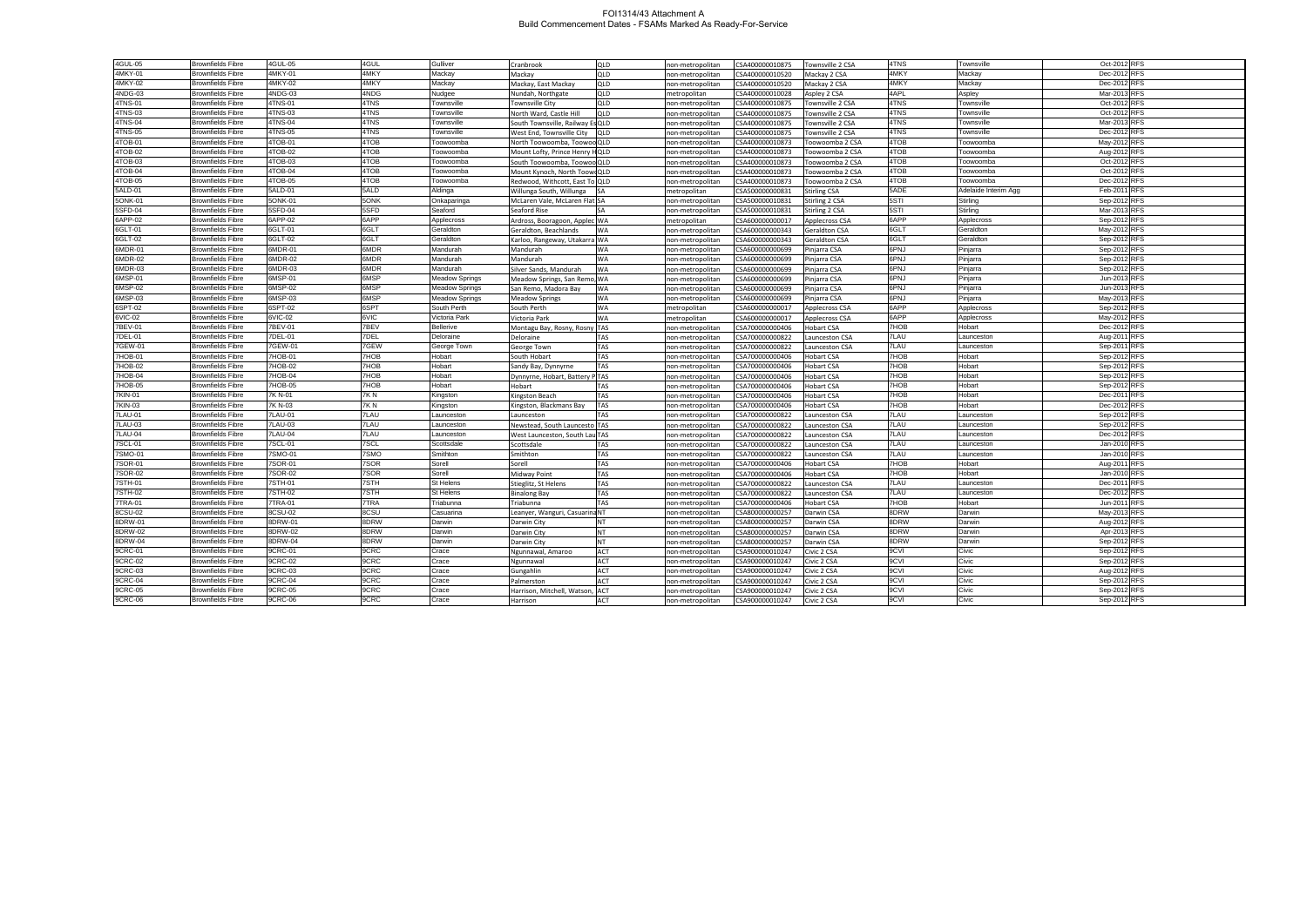# FOI1314/43 Attachment A
## Build Commencement Dates - FSAMs Marked As Ready-For-Service

| | | | | | | | | | | | | | | |
|---|---|---|---|---|---|---|---|---|---|---|---|---|---|---|
| 4GUL-05 | Brownfields Fibre | 4GUL-05 | 4GUL | Gulliver | Cranbrook | QLD | non-metropolitan | CSA400000010875 | Townsville 2 CSA | 4TNS | Townsville | Oct-2012 | RFS |
| 4MKY-01 | Brownfields Fibre | 4MKY-01 | 4MKY | Mackay | Mackay | QLD | non-metropolitan | CSA400000010520 | Mackay 2 CSA | 4MKY | Mackay | Dec-2012 | RFS |
| 4MKY-02 | Brownfields Fibre | 4MKY-02 | 4MKY | Mackay | Mackay, East Mackay | QLD | non-metropolitan | CSA400000010520 | Mackay 2 CSA | 4MKY | Mackay | Dec-2012 | RFS |
| 4NDG-03 | Brownfields Fibre | 4NDG-03 | 4NDG | Nudgee | Nundah, Northgate | QLD | metropolitan | CSA400000010028 | Aspley 2 CSA | 4APL | Aspley | Mar-2013 | RFS |
| 4TNS-01 | Brownfields Fibre | 4TNS-01 | 4TNS | Townsville | Townsville City | QLD | non-metropolitan | CSA400000010875 | Townsville 2 CSA | 4TNS | Townsville | Oct-2012 | RFS |
| 4TNS-03 | Brownfields Fibre | 4TNS-03 | 4TNS | Townsville | North Ward, Castle Hill | QLD | non-metropolitan | CSA400000010875 | Townsville 2 CSA | 4TNS | Townsville | Oct-2012 | RFS |
| 4TNS-04 | Brownfields Fibre | 4TNS-04 | 4TNS | Townsville | South Townsville, Railway Es | QLD | non-metropolitan | CSA400000010875 | Townsville 2 CSA | 4TNS | Townsville | Mar-2013 | RFS |
| 4TNS-05 | Brownfields Fibre | 4TNS-05 | 4TNS | Townsville | West End, Townsville City | QLD | non-metropolitan | CSA400000010875 | Townsville 2 CSA | 4TNS | Townsville | Dec-2012 | RFS |
| 4TOB-01 | Brownfields Fibre | 4TOB-01 | 4TOB | Toowoomba | North Toowoomba, Toowoo | QLD | non-metropolitan | CSA400000010873 | Toowoomba 2 CSA | 4TOB | Toowoomba | May-2012 | RFS |
| 4TOB-02 | Brownfields Fibre | 4TOB-02 | 4TOB | Toowoomba | Mount Lofty, Prince Henry H | QLD | non-metropolitan | CSA400000010873 | Toowoomba 2 CSA | 4TOB | Toowoomba | Aug-2012 | RFS |
| 4TOB-03 | Brownfields Fibre | 4TOB-03 | 4TOB | Toowoomba | South Toowoomba, Toowoo | QLD | non-metropolitan | CSA400000010873 | Toowoomba 2 CSA | 4TOB | Toowoomba | Oct-2012 | RFS |
| 4TOB-04 | Brownfields Fibre | 4TOB-04 | 4TOB | Toowoomba | Mount Kynoch, North Toowo | QLD | non-metropolitan | CSA400000010873 | Toowoomba 2 CSA | 4TOB | Toowoomba | Oct-2012 | RFS |
| 4TOB-05 | Brownfields Fibre | 4TOB-05 | 4TOB | Toowoomba | Redwood, Withcott, East To | QLD | non-metropolitan | CSA400000010873 | Toowoomba 2 CSA | 4TOB | Toowoomba | Dec-2012 | RFS |
| 5ALD-01 | Brownfields Fibre | 5ALD-01 | 5ALD | Aldinga | Willunga South, Willunga | SA | metropolitan | CSA500000010831 | Stirling CSA | 5ADE | Adelaide Interim Agg | Feb-2011 | RFS |
| 5ONK-01 | Brownfields Fibre | 5ONK-01 | 5ONK | Onkaparinga | McLaren Vale, McLaren Flat | SA | non-metropolitan | CSA500000010831 | Stirling 2 CSA | 5STI | Stirling | Sep-2012 | RFS |
| 5SFD-04 | Brownfields Fibre | 5SFD-04 | 5SFD | Seaford | Seaford Rise | SA | non-metropolitan | CSA500000010831 | Stirling 2 CSA | 5STI | Stirling | Mar-2013 | RFS |
| 6APP-02 | Brownfields Fibre | 6APP-02 | 6APP | Applecross | Ardross, Booragoon, Applec | WA | metropolitan | CSA600000000017 | Applecross CSA | 6APP | Applecross | Sep-2012 | RFS |
| 6GLT-01 | Brownfields Fibre | 6GLT-01 | 6GLT | Geraldton | Geraldton, Beachlands | WA | non-metropolitan | CSA600000000343 | Geraldton CSA | 6GLT | Geraldton | May-2012 | RFS |
| 6GLT-02 | Brownfields Fibre | 6GLT-02 | 6GLT | Geraldton | Karloo, Rangeway, Utakarra | WA | non-metropolitan | CSA600000000343 | Geraldton CSA | 6GLT | Geraldton | Sep-2012 | RFS |
| 6MDR-01 | Brownfields Fibre | 6MDR-01 | 6MDR | Mandurah | Mandurah | WA | non-metropolitan | CSA600000000699 | Pinjarra CSA | 6PNJ | Pinjarra | Sep-2012 | RFS |
| 6MDR-02 | Brownfields Fibre | 6MDR-02 | 6MDR | Mandurah | Mandurah | WA | non-metropolitan | CSA600000000699 | Pinjarra CSA | 6PNJ | Pinjarra | Sep-2012 | RFS |
| 6MDR-03 | Brownfields Fibre | 6MDR-03 | 6MDR | Mandurah | Silver Sands, Mandurah | WA | non-metropolitan | CSA600000000699 | Pinjarra CSA | 6PNJ | Pinjarra | Sep-2012 | RFS |
| 6MSP-01 | Brownfields Fibre | 6MSP-01 | 6MSP | Meadow Springs | Meadow Springs, San Remo | WA | non-metropolitan | CSA600000000699 | Pinjarra CSA | 6PNJ | Pinjarra | Jun-2013 | RFS |
| 6MSP-02 | Brownfields Fibre | 6MSP-02 | 6MSP | Meadow Springs | San Remo, Madora Bay | WA | non-metropolitan | CSA600000000699 | Pinjarra CSA | 6PNJ | Pinjarra | Jun-2013 | RFS |
| 6MSP-03 | Brownfields Fibre | 6MSP-03 | 6MSP | Meadow Springs | Meadow Springs | WA | non-metropolitan | CSA600000000699 | Pinjarra CSA | 6PNJ | Pinjarra | May-2013 | RFS |
| 6SPT-02 | Brownfields Fibre | 6SPT-02 | 6SPT | South Perth | South Perth | WA | metropolitan | CSA600000000017 | Applecross CSA | 6APP | Applecross | Sep-2012 | RFS |
| 6VIC-02 | Brownfields Fibre | 6VIC-02 | 6VIC | Victoria Park | Victoria Park | WA | metropolitan | CSA600000000017 | Applecross CSA | 6APP | Applecross | May-2012 | RFS |
| 7BEV-01 | Brownfields Fibre | 7BEV-01 | 7BEV | Bellerive | Montagu Bay, Rosny, Rosny | TAS | non-metropolitan | CSA700000000406 | Hobart CSA | 7HOB | Hobart | Dec-2012 | RFS |
| 7DEL-01 | Brownfields Fibre | 7DEL-01 | 7DEL | Deloraine | Deloraine | TAS | non-metropolitan | CSA700000000822 | Launceston CSA | 7LAU | Launceston | Aug-2011 | RFS |
| 7GEW-01 | Brownfields Fibre | 7GEW-01 | 7GEW | George Town | George Town | TAS | non-metropolitan | CSA700000000822 | Launceston CSA | 7LAU | Launceston | Sep-2011 | RFS |
| 7HOB-01 | Brownfields Fibre | 7HOB-01 | 7HOB | Hobart | South Hobart | TAS | non-metropolitan | CSA700000000406 | Hobart CSA | 7HOB | Hobart | Sep-2012 | RFS |
| 7HOB-02 | Brownfields Fibre | 7HOB-02 | 7HOB | Hobart | Sandy Bay, Dynnyrne | TAS | non-metropolitan | CSA700000000406 | Hobart CSA | 7HOB | Hobart | Sep-2012 | RFS |
| 7HOB-04 | Brownfields Fibre | 7HOB-04 | 7HOB | Hobart | Dynnyrne, Hobart, Battery P | TAS | non-metropolitan | CSA700000000406 | Hobart CSA | 7HOB | Hobart | Sep-2012 | RFS |
| 7HOB-05 | Brownfields Fibre | 7HOB-05 | 7HOB | Hobart | Hobart | TAS | non-metropolitan | CSA700000000406 | Hobart CSA | 7HOB | Hobart | Sep-2012 | RFS |
| 7KIN-01 | Brownfields Fibre | 7K N-01 | 7K N | Kingston | Kingston Beach | TAS | non-metropolitan | CSA700000000406 | Hobart CSA | 7HOB | Hobart | Dec-2011 | RFS |
| 7KIN-03 | Brownfields Fibre | 7K N-03 | 7K N | Kingston | Kingston, Blackmans Bay | TAS | non-metropolitan | CSA700000000406 | Hobart CSA | 7HOB | Hobart | Dec-2012 | RFS |
| 7LAU-01 | Brownfields Fibre | 7LAU-01 | 7LAU | Launceston | Launceston | TAS | non-metropolitan | CSA700000000822 | Launceston CSA | 7LAU | Launceston | Sep-2012 | RFS |
| 7LAU-03 | Brownfields Fibre | 7LAU-03 | 7LAU | Launceston | Newstead, South Launcesto | TAS | non-metropolitan | CSA700000000822 | Launceston CSA | 7LAU | Launceston | Sep-2012 | RFS |
| 7LAU-04 | Brownfields Fibre | 7LAU-04 | 7LAU | Launceston | West Launceston, South Lau | TAS | non-metropolitan | CSA700000000822 | Launceston CSA | 7LAU | Launceston | Dec-2012 | RFS |
| 7SCL-01 | Brownfields Fibre | 7SCL-01 | 7SCL | Scottsdale | Scottsdale | TAS | non-metropolitan | CSA700000000822 | Launceston CSA | 7LAU | Launceston | Jan-2010 | RFS |
| 7SMO-01 | Brownfields Fibre | 7SMO-01 | 7SMO | Smithton | Smithton | TAS | non-metropolitan | CSA700000000822 | Launceston CSA | 7LAU | Launceston | Jan-2010 | RFS |
| 7SOR-01 | Brownfields Fibre | 7SOR-01 | 7SOR | Sorell | Sorell | TAS | non-metropolitan | CSA700000000406 | Hobart CSA | 7HOB | Hobart | Aug-2011 | RFS |
| 7SOR-02 | Brownfields Fibre | 7SOR-02 | 7SOR | Sorell | Midway Point | TAS | non-metropolitan | CSA700000000406 | Hobart CSA | 7HOB | Hobart | Jan-2010 | RFS |
| 7STH-01 | Brownfields Fibre | 7STH-01 | 7STH | St Helens | Stieglitz, St Helens | TAS | non-metropolitan | CSA700000000822 | Launceston CSA | 7LAU | Launceston | Dec-2011 | RFS |
| 7STH-02 | Brownfields Fibre | 7STH-02 | 7STH | St Helens | Binalong Bay | TAS | non-metropolitan | CSA700000000822 | Launceston CSA | 7LAU | Launceston | Dec-2012 | RFS |
| 7TRA-01 | Brownfields Fibre | 7TRA-01 | 7TRA | Triabunna | Triabunna | TAS | non-metropolitan | CSA700000000406 | Hobart CSA | 7HOB | Hobart | Jun-2011 | RFS |
| 8CSU-02 | Brownfields Fibre | 8CSU-02 | 8CSU | Casuarina | Leanyer, Wanguri, Casuarina | NT | non-metropolitan | CSA800000000257 | Darwin CSA | 8DRW | Darwin | May-2013 | RFS |
| 8DRW-01 | Brownfields Fibre | 8DRW-01 | 8DRW | Darwin | Darwin City | NT | non-metropolitan | CSA800000000257 | Darwin CSA | 8DRW | Darwin | Aug-2012 | RFS |
| 8DRW-02 | Brownfields Fibre | 8DRW-02 | 8DRW | Darwin | Darwin City | NT | non-metropolitan | CSA800000000257 | Darwin CSA | 8DRW | Darwin | Apr-2013 | RFS |
| 8DRW-04 | Brownfields Fibre | 8DRW-04 | 8DRW | Darwin | Darwin City | NT | non-metropolitan | CSA800000000257 | Darwin CSA | 8DRW | Darwin | Sep-2012 | RFS |
| 9CRC-01 | Brownfields Fibre | 9CRC-01 | 9CRC | Crace | Ngunnawal, Amaroo | ACT | non-metropolitan | CSA900000010247 | Civic 2 CSA | 9CVI | Civic | Sep-2012 | RFS |
| 9CRC-02 | Brownfields Fibre | 9CRC-02 | 9CRC | Crace | Ngunnawal | ACT | non-metropolitan | CSA900000010247 | Civic 2 CSA | 9CVI | Civic | Sep-2012 | RFS |
| 9CRC-03 | Brownfields Fibre | 9CRC-03 | 9CRC | Crace | Gungahlin | ACT | non-metropolitan | CSA900000010247 | Civic 2 CSA | 9CVI | Civic | Aug-2012 | RFS |
| 9CRC-04 | Brownfields Fibre | 9CRC-04 | 9CRC | Crace | Palmerston | ACT | non-metropolitan | CSA900000010247 | Civic 2 CSA | 9CVI | Civic | Sep-2012 | RFS |
| 9CRC-05 | Brownfields Fibre | 9CRC-05 | 9CRC | Crace | Harrison, Mitchell, Watson, | ACT | non-metropolitan | CSA900000010247 | Civic 2 CSA | 9CVI | Civic | Sep-2012 | RFS |
| 9CRC-06 | Brownfields Fibre | 9CRC-06 | 9CRC | Crace | Harrison | ACT | non-metropolitan | CSA900000010247 | Civic 2 CSA | 9CVI | Civic | Sep-2012 | RFS |